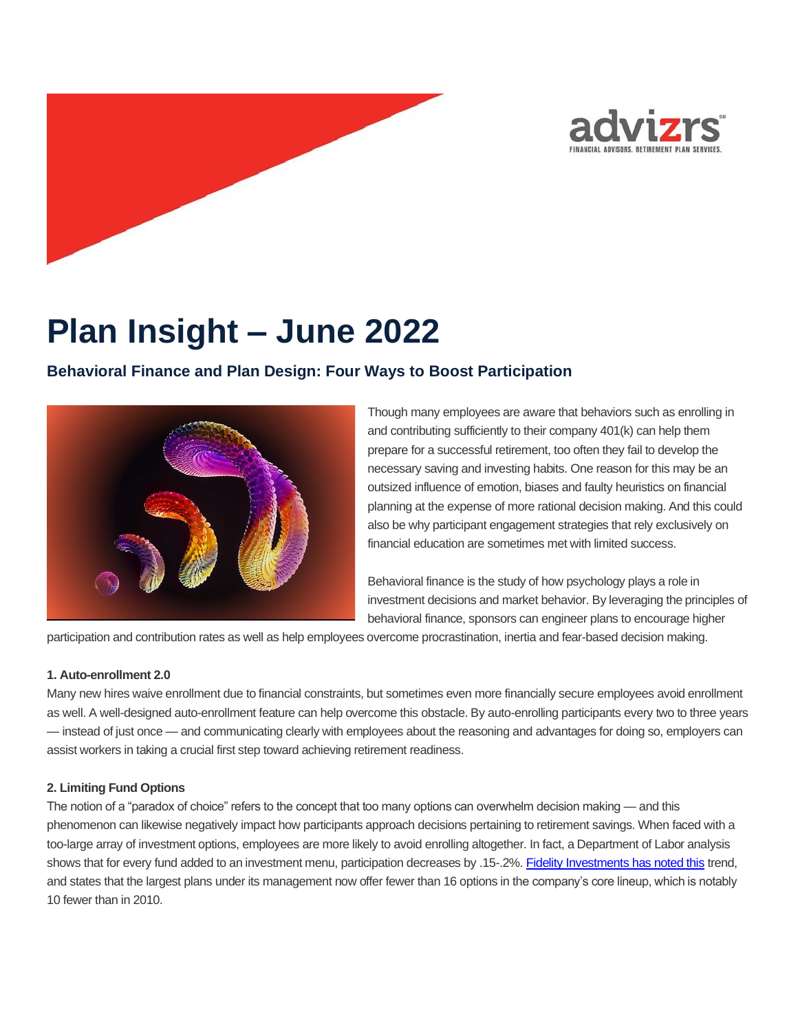# Plan Insight – June 2022

## Behavioral Finance and Plan Design: Four Ways to Boost Participation

Though many employees are aware that behaviors such as enrolling in and contributing sufficiently to their company 401(k) can help them prepare for a successful retirement, too often they fail to develop the necessary saving and investing habits. One reason for this may be an outsized influence of emotion, biases and faulty heuristics on financial planning at the expense of more rational decision making. And this could also be why participant engagement strategies that rely exclusively on financial education are sometimes met with limited success.

Behavioral finance is the study of how psychology plays a role in investment decisions and market behavior. By leveraging the principles of behavioral finance, sponsors can engineer plans to encourage higher participation and contribution rates as well as help employees overcome procrastination, inertia and fear-based decision making.

#### 1. Auto-enrollment 2.0

Many new hires waive enrollment due to financial constraints, but sometimes even more financially secure employees avoid enrollment as well. A well-designed auto-enrollment feature can help overcome this obstacle. By auto-enrolling participants every two to three years — instead of just once — and communicating clearly with employees about the reasoning and advantages for doing so, employers can assist workers in taking a crucial first step toward achieving retirement readiness.

#### 2. Limiting Fund Options

The notion of a "paradox of choice" refers to the concept that too many options can overwhelm decision making — and this phenomenon can likewise negatively impact how participants approach decisions pertaining to retirement savings. When faced with a too-large array of investment options, employees are more likely to avoid enrolling altogether. In fact, a Department of Labor analysis shows that for every fund added to an investment menu, participation decreases by .15-.2%. Fidelity Investments has noted this trend, and states that the largest plans under its management now offer fewer than 16 options in the company's core lineup, which is notably 10 fewer than in 2010.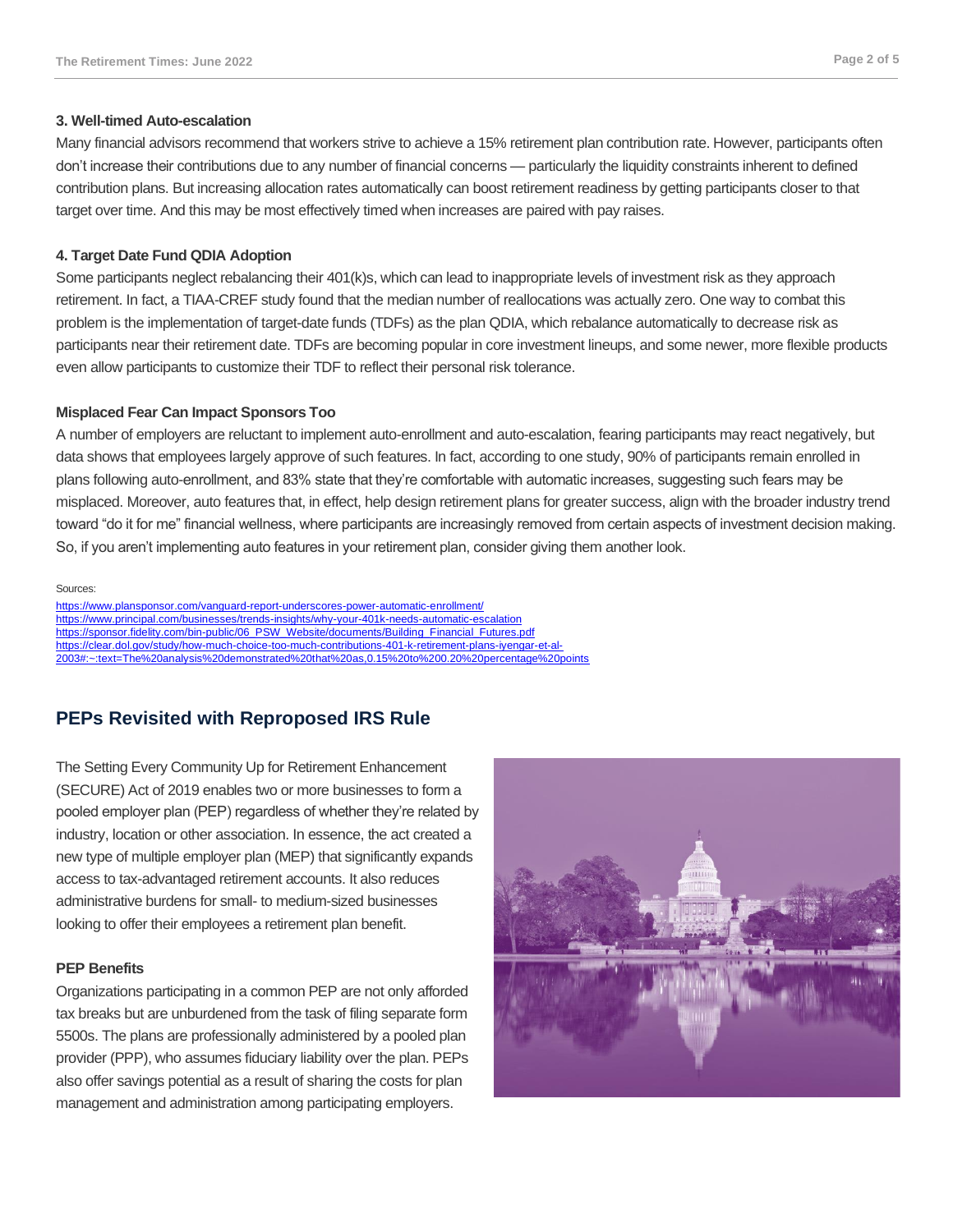### 3. Well-timed Auto-escalation

Many financial advisors recommend that workers strive to achieve a 15% retirement plan contribution rate. However, participants often don't increase their contributions due to any number of financial concerns — particularly the liquidity constraints inherent to defined contribution plans. But increasing allocation rates automatically can boost retirement readiness by getting participants closer to that target over time. And this may be most effectively timed when increases are paired with pay raises.

### 4. Target Date Fund QDIA Adoption

Some participants neglect rebalancing their 401(k)s, which can lead to inappropriate levels of investment risk as they approach retirement. In fact, a TIAA-CREF study found that the median number of reallocations was actually zero. One way to combat this problem is the implementation of target-date funds (TDFs) as the plan QDIA, which rebalance automatically to decrease risk as participants near their retirement date. TDFs are becoming popular in core investment lineups, and some newer, more flexible products even allow participants to customize their TDF to reflect their personal risk tolerance.

### Misplaced Fear Can Impact Sponsors Too

A number of employers are reluctant to implement auto-enrollment and auto-escalation, fearing participants may react negatively, but data shows that employees largely approve of such features. In fact, according to one study, 90% of participants remain enrolled in plans following auto-enrollment, and 83% state that they're comfortable with automatic increases, suggesting such fears may be misplaced. Moreover, auto features that, in effect, help design retirement plans for greater success, align with the broader industry trend toward "do it for me" financial wellness, where participants are increasingly removed from certain aspects of investment decision making. So, if you aren't implementing auto features in your retirement plan, consider giving them another look.

Sources:

https://www.plansponsor.com/vanguard-report-underscores-power-automatic-enrollment/
https://www.principal.com/businesses/trends-insights/why-your-401k-needs-automatic-escalation
https://sponsor.fidelity.com/bin-public/06_PSW_Website/documents/Building_Financial_Futures.pdf
https://clear.dol.gov/study/how-much-choice-too-much-contributions-401-k-retirement-plans-iyengar-et-al-2003#:~:text=The%20analysis%20demonstrated%20that%20as,0.15%20to%200.20%20percentage%20points

## PEPs Revisited with Reproposed IRS Rule

The Setting Every Community Up for Retirement Enhancement (SECURE) Act of 2019 enables two or more businesses to form a pooled employer plan (PEP) regardless of whether they're related by industry, location or other association. In essence, the act created a new type of multiple employer plan (MEP) that significantly expands access to tax-advantaged retirement accounts. It also reduces administrative burdens for small- to medium-sized businesses looking to offer their employees a retirement plan benefit.

### PEP Benefits

Organizations participating in a common PEP are not only afforded tax breaks but are unburdened from the task of filing separate form 5500s. The plans are professionally administered by a pooled plan provider (PPP), who assumes fiduciary liability over the plan. PEPs also offer savings potential as a result of sharing the costs for plan management and administration among participating employers.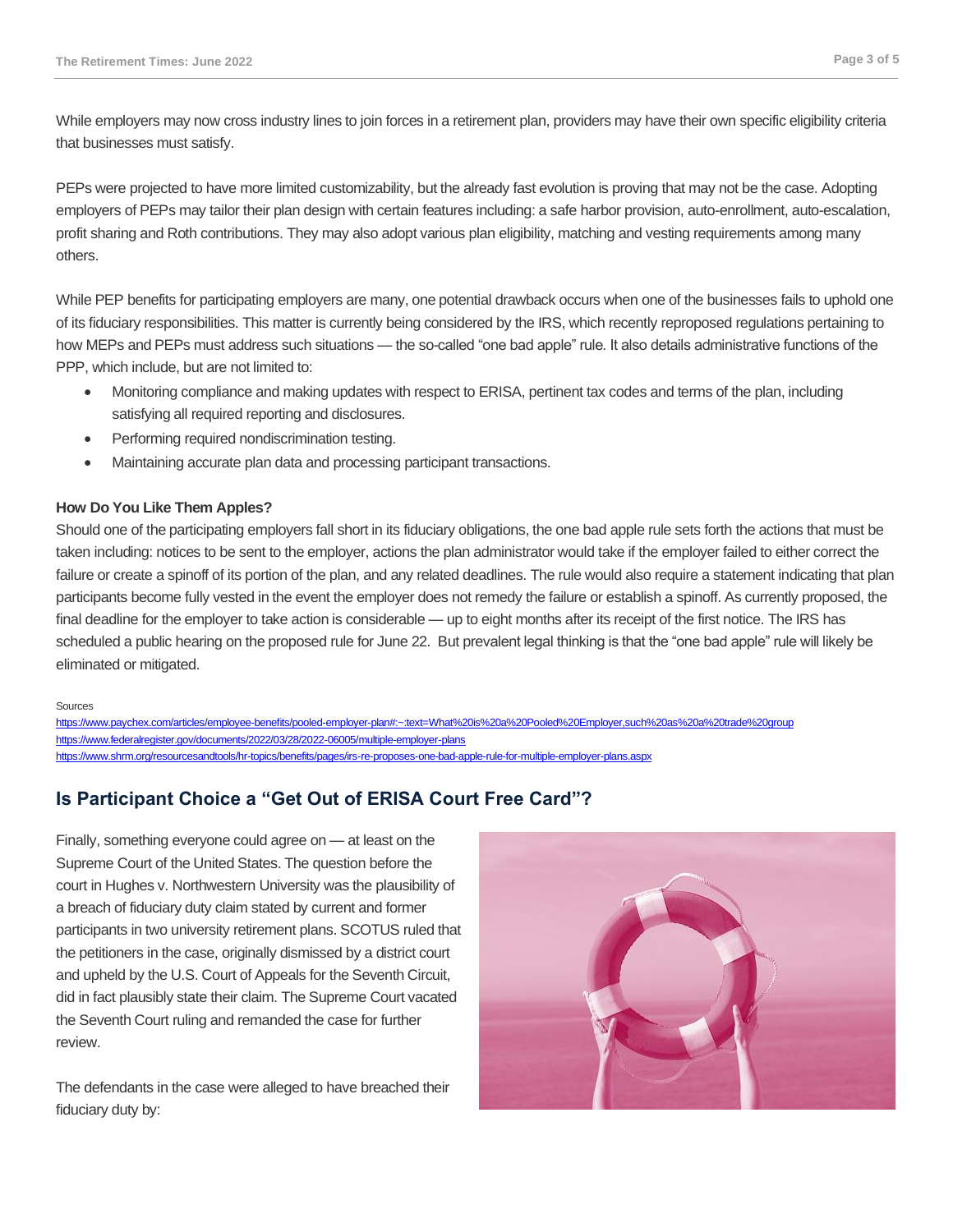While employers may now cross industry lines to join forces in a retirement plan, providers may have their own specific eligibility criteria that businesses must satisfy.

PEPs were projected to have more limited customizability, but the already fast evolution is proving that may not be the case. Adopting employers of PEPs may tailor their plan design with certain features including: a safe harbor provision, auto-enrollment, auto-escalation, profit sharing and Roth contributions. They may also adopt various plan eligibility, matching and vesting requirements among many others.

While PEP benefits for participating employers are many, one potential drawback occurs when one of the businesses fails to uphold one of its fiduciary responsibilities. This matter is currently being considered by the IRS, which recently reproposed regulations pertaining to how MEPs and PEPs must address such situations — the so-called "one bad apple" rule. It also details administrative functions of the PPP, which include, but are not limited to:

- Monitoring compliance and making updates with respect to ERISA, pertinent tax codes and terms of the plan, including satisfying all required reporting and disclosures.
- Performing required nondiscrimination testing.
- Maintaining accurate plan data and processing participant transactions.

**How Do You Like Them Apples?**

Should one of the participating employers fall short in its fiduciary obligations, the one bad apple rule sets forth the actions that must be taken including: notices to be sent to the employer, actions the plan administrator would take if the employer failed to either correct the failure or create a spinoff of its portion of the plan, and any related deadlines. The rule would also require a statement indicating that plan participants become fully vested in the event the employer does not remedy the failure or establish a spinoff. As currently proposed, the final deadline for the employer to take action is considerable — up to eight months after its receipt of the first notice. The IRS has scheduled a public hearing on the proposed rule for June 22. But prevalent legal thinking is that the "one bad apple" rule will likely be eliminated or mitigated.

Sources
https://www.paychex.com/articles/employee-benefits/pooled-employer-plan#:~:text=What%20is%20a%20Pooled%20Employer,such%20as%20a%20trade%20group
https://www.federalregister.gov/documents/2022/03/28/2022-06005/multiple-employer-plans
https://www.shrm.org/resourcesandtools/hr-topics/benefits/pages/irs-re-proposes-one-bad-apple-rule-for-multiple-employer-plans.aspx

## Is Participant Choice a "Get Out of ERISA Court Free Card"?

Finally, something everyone could agree on — at least on the Supreme Court of the United States. The question before the court in Hughes v. Northwestern University was the plausibility of a breach of fiduciary duty claim stated by current and former participants in two university retirement plans. SCOTUS ruled that the petitioners in the case, originally dismissed by a district court and upheld by the U.S. Court of Appeals for the Seventh Circuit, did in fact plausibly state their claim. The Supreme Court vacated the Seventh Court ruling and remanded the case for further review.

The defendants in the case were alleged to have breached their fiduciary duty by: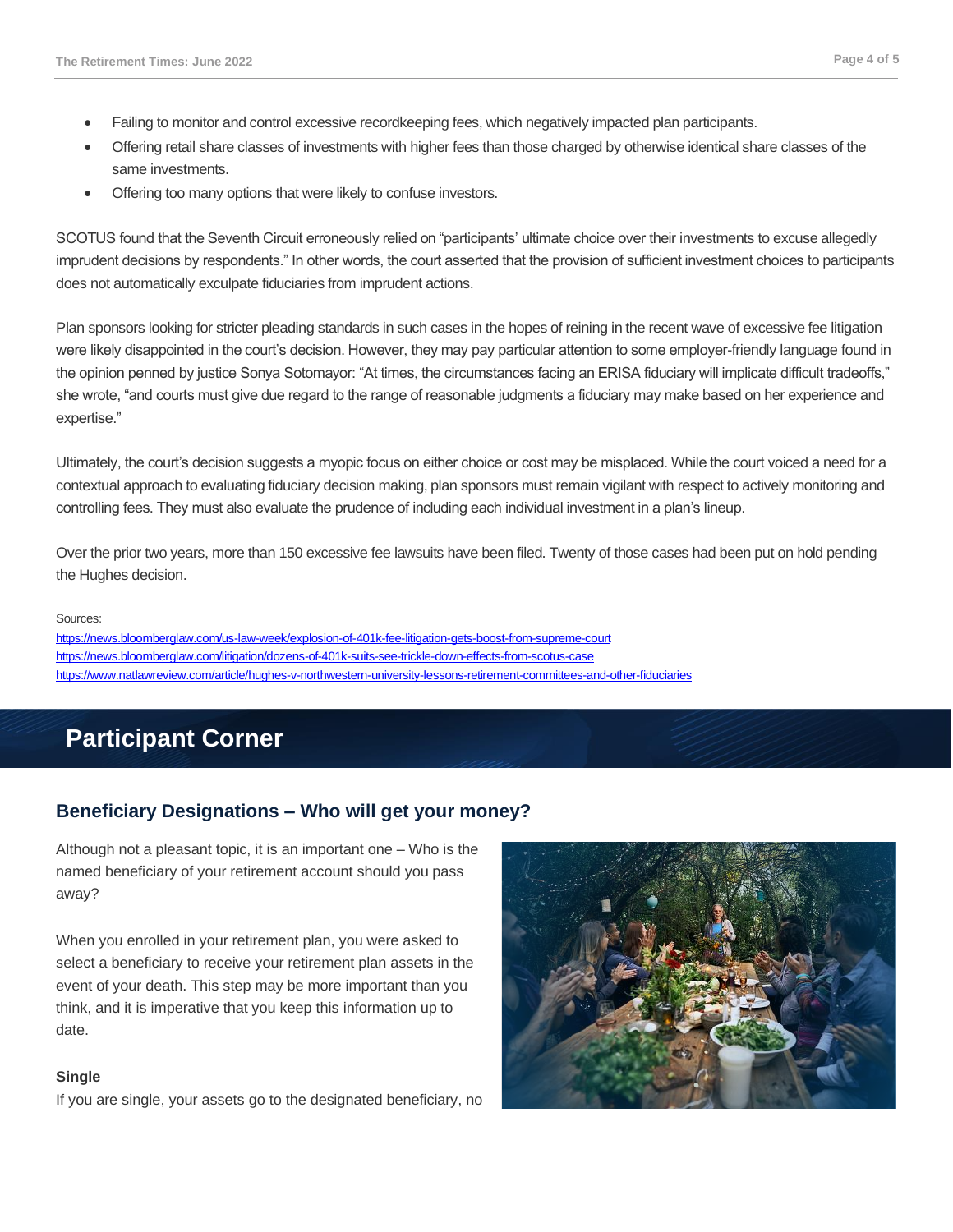- Failing to monitor and control excessive recordkeeping fees, which negatively impacted plan participants.
- Offering retail share classes of investments with higher fees than those charged by otherwise identical share classes of the same investments.
- Offering too many options that were likely to confuse investors.

SCOTUS found that the Seventh Circuit erroneously relied on "participants' ultimate choice over their investments to excuse allegedly imprudent decisions by respondents." In other words, the court asserted that the provision of sufficient investment choices to participants does not automatically exculpate fiduciaries from imprudent actions.

Plan sponsors looking for stricter pleading standards in such cases in the hopes of reining in the recent wave of excessive fee litigation were likely disappointed in the court's decision. However, they may pay particular attention to some employer-friendly language found in the opinion penned by justice Sonya Sotomayor: "At times, the circumstances facing an ERISA fiduciary will implicate difficult tradeoffs," she wrote, "and courts must give due regard to the range of reasonable judgments a fiduciary may make based on her experience and expertise."

Ultimately, the court's decision suggests a myopic focus on either choice or cost may be misplaced. While the court voiced a need for a contextual approach to evaluating fiduciary decision making, plan sponsors must remain vigilant with respect to actively monitoring and controlling fees. They must also evaluate the prudence of including each individual investment in a plan's lineup.

Over the prior two years, more than 150 excessive fee lawsuits have been filed. Twenty of those cases had been put on hold pending the Hughes decision.

Sources:
https://news.bloomberglaw.com/us-law-week/explosion-of-401k-fee-litigation-gets-boost-from-supreme-court
https://news.bloomberglaw.com/litigation/dozens-of-401k-suits-see-trickle-down-effects-from-scotus-case
https://www.natlawreview.com/article/hughes-v-northwestern-university-lessons-retirement-committees-and-other-fiduciaries

# Participant Corner

## Beneficiary Designations – Who will get your money?

Although not a pleasant topic, it is an important one – Who is the named beneficiary of your retirement account should you pass away?

When you enrolled in your retirement plan, you were asked to select a beneficiary to receive your retirement plan assets in the event of your death. This step may be more important than you think, and it is imperative that you keep this information up to date.

**Single**

If you are single, your assets go to the designated beneficiary, no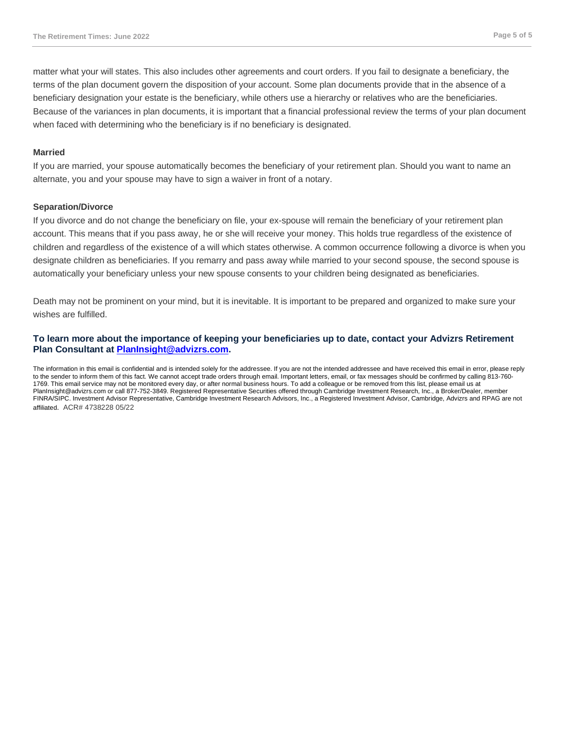matter what your will states. This also includes other agreements and court orders. If you fail to designate a beneficiary, the terms of the plan document govern the disposition of your account. Some plan documents provide that in the absence of a beneficiary designation your estate is the beneficiary, while others use a hierarchy or relatives who are the beneficiaries. Because of the variances in plan documents, it is important that a financial professional review the terms of your plan document when faced with determining who the beneficiary is if no beneficiary is designated.

**Married**

If you are married, your spouse automatically becomes the beneficiary of your retirement plan. Should you want to name an alternate, you and your spouse may have to sign a waiver in front of a notary.

**Separation/Divorce**

If you divorce and do not change the beneficiary on file, your ex-spouse will remain the beneficiary of your retirement plan account. This means that if you pass away, he or she will receive your money. This holds true regardless of the existence of children and regardless of the existence of a will which states otherwise. A common occurrence following a divorce is when you designate children as beneficiaries. If you remarry and pass away while married to your second spouse, the second spouse is automatically your beneficiary unless your new spouse consents to your children being designated as beneficiaries.

Death may not be prominent on your mind, but it is inevitable. It is important to be prepared and organized to make sure your wishes are fulfilled.

**To learn more about the importance of keeping your beneficiaries up to date, contact your Advizrs Retirement Plan Consultant at [PlanInsight@advizrs.com](mailto:PlanInsight@advizrs.com).**

The information in this email is confidential and is intended solely for the addressee. If you are not the intended addressee and have received this email in error, please reply to the sender to inform them of this fact. We cannot accept trade orders through email. Important letters, email, or fax messages should be confirmed by calling 813-760-1769. This email service may not be monitored every day, or after normal business hours. To add a colleague or be removed from this list, please email us at PlanInsight@advizrs.com or call 877-752-3849. Registered Representative Securities offered through Cambridge Investment Research, Inc., a Broker/Dealer, member FINRA/SIPC. Investment Advisor Representative, Cambridge Investment Research Advisors, Inc., a Registered Investment Advisor, Cambridge, Advizrs and RPAG are not affiliated. ACR# 4738228 05/22